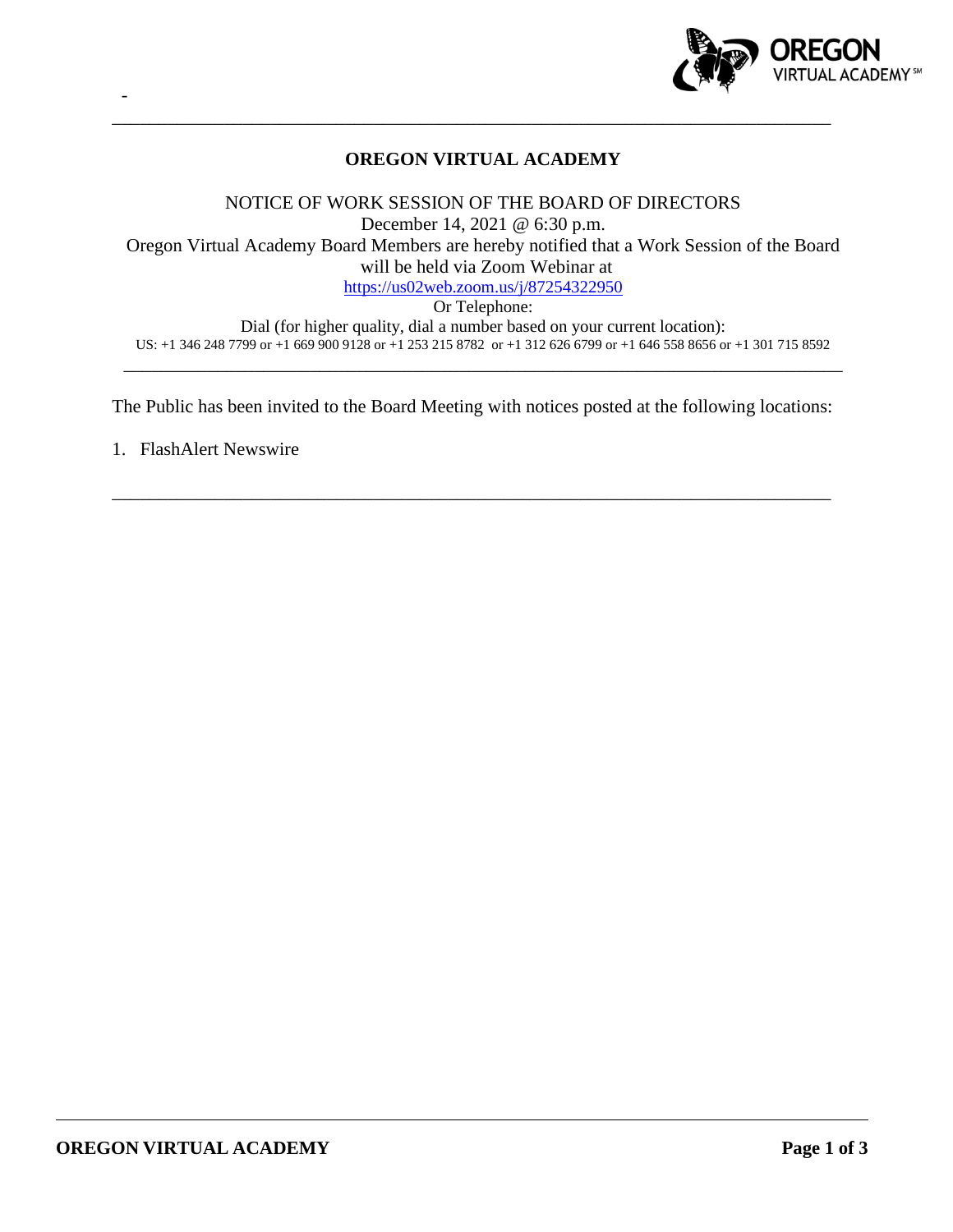# OREGON VIRTUAL ACADEMY

NOTICE OF WORK SESSION OF THE BOARD OF DIRECTORS
December 14, 2021 @ 6:30 p.m.
Oregon Virtual Academy Board Members are hereby notified that a Work Session of the Board will be held via Zoom Webinar at
https://us02web.zoom.us/j/87254322950
Or Telephone:
Dial (for higher quality, dial a number based on your current location):
US: +1 346 248 7799 or +1 669 900 9128 or +1 253 215 8782 or +1 312 626 6799 or +1 646 558 8656 or +1 301 715 8592

---

The Public has been invited to the Board Meeting with notices posted at the following locations:

1. FlashAlert Newswire

---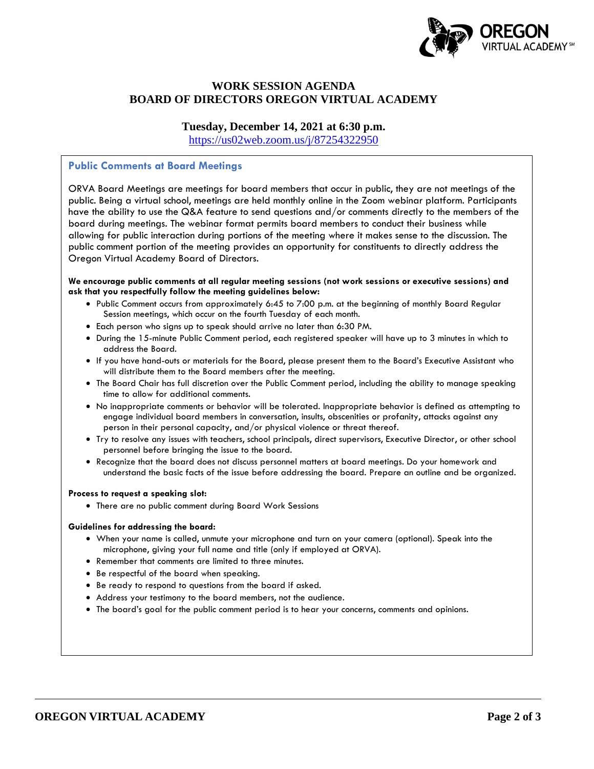# WORK SESSION AGENDA
# BOARD OF DIRECTORS OREGON VIRTUAL ACADEMY

**Tuesday, December 14, 2021 at 6:30 p.m.**

https://us02web.zoom.us/j/87254322950

## Public Comments at Board Meetings

ORVA Board Meetings are meetings for board members that occur in public, they are not meetings of the public. Being a virtual school, meetings are held monthly online in the Zoom webinar platform. Participants have the ability to use the Q&A feature to send questions and/or comments directly to the members of the board during meetings. The webinar format permits board members to conduct their business while allowing for public interaction during portions of the meeting where it makes sense to the discussion. The public comment portion of the meeting provides an opportunity for constituents to directly address the Oregon Virtual Academy Board of Directors.

**We encourage public comments at all regular meeting sessions (not work sessions or executive sessions) and ask that you respectfully follow the meeting guidelines below:**

- Public Comment occurs from approximately 6:45 to 7:00 p.m. at the beginning of monthly Board Regular Session meetings, which occur on the fourth Tuesday of each month.
- Each person who signs up to speak should arrive no later than 6:30 PM.
- During the 15-minute Public Comment period, each registered speaker will have up to 3 minutes in which to address the Board.
- If you have hand-outs or materials for the Board, please present them to the Board's Executive Assistant who will distribute them to the Board members after the meeting.
- The Board Chair has full discretion over the Public Comment period, including the ability to manage speaking time to allow for additional comments.
- No inappropriate comments or behavior will be tolerated. Inappropriate behavior is defined as attempting to engage individual board members in conversation, insults, obscenities or profanity, attacks against any person in their personal capacity, and/or physical violence or threat thereof.
- Try to resolve any issues with teachers, school principals, direct supervisors, Executive Director, or other school personnel before bringing the issue to the board.
- Recognize that the board does not discuss personnel matters at board meetings. Do your homework and understand the basic facts of the issue before addressing the board. Prepare an outline and be organized.

**Process to request a speaking slot:**

- There are no public comment during Board Work Sessions

**Guidelines for addressing the board:**

- When your name is called, unmute your microphone and turn on your camera (optional). Speak into the microphone, giving your full name and title (only if employed at ORVA).
- Remember that comments are limited to three minutes.
- Be respectful of the board when speaking.
- Be ready to respond to questions from the board if asked.
- Address your testimony to the board members, not the audience.
- The board's goal for the public comment period is to hear your concerns, comments and opinions.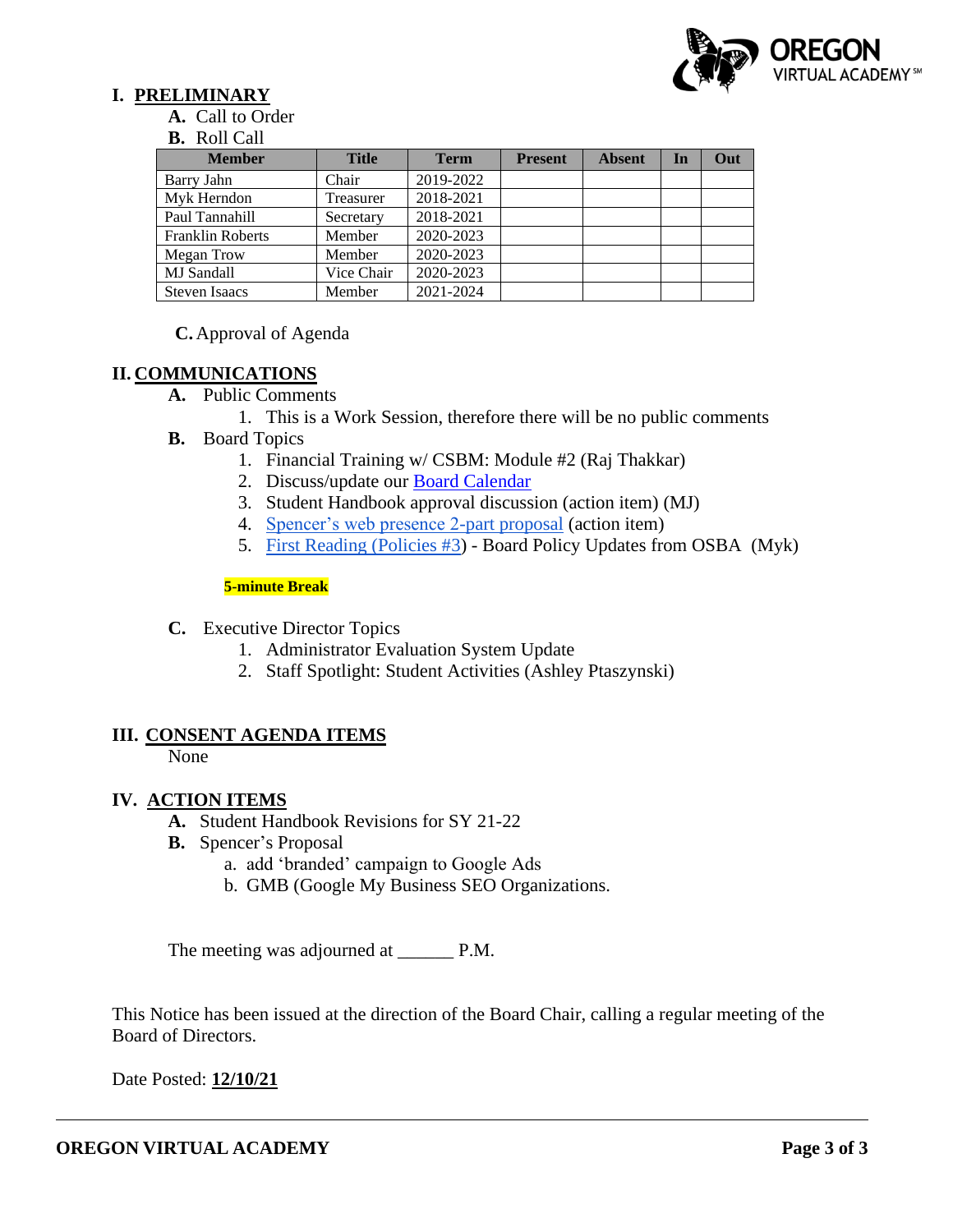## I. PRELIMINARY

**A.** Call to Order

**B.** Roll Call

| Member | Title | Term | Present | Absent | In | Out |
|---|---|---|---|---|---|---|
| Barry Jahn | Chair | 2019-2022 | | | | |
| Myk Herndon | Treasurer | 2018-2021 | | | | |
| Paul Tannahill | Secretary | 2018-2021 | | | | |
| Franklin Roberts | Member | 2020-2023 | | | | |
| Megan Trow | Member | 2020-2023 | | | | |
| MJ Sandall | Vice Chair | 2020-2023 | | | | |
| Steven Isaacs | Member | 2021-2024 | | | | |

**C.** Approval of Agenda

## II. COMMUNICATIONS

**A.** Public Comments

1. This is a Work Session, therefore there will be no public comments

**B.** Board Topics

1. Financial Training w/ CSBM: Module #2 (Raj Thakkar)
2. Discuss/update our Board Calendar
3. Student Handbook approval discussion (action item) (MJ)
4. Spencer's web presence 2-part proposal (action item)
5. First Reading (Policies #3) - Board Policy Updates from OSBA (Myk)

**5-minute Break**

**C.** Executive Director Topics

1. Administrator Evaluation System Update
2. Staff Spotlight: Student Activities (Ashley Ptaszynski)

## III. CONSENT AGENDA ITEMS

None

## IV. ACTION ITEMS

**A.** Student Handbook Revisions for SY 21-22

**B.** Spencer's Proposal

a. add 'branded' campaign to Google Ads

b. GMB (Google My Business SEO Organizations.

The meeting was adjourned at ______ P.M.

This Notice has been issued at the direction of the Board Chair, calling a regular meeting of the Board of Directors.

Date Posted: **12/10/21**